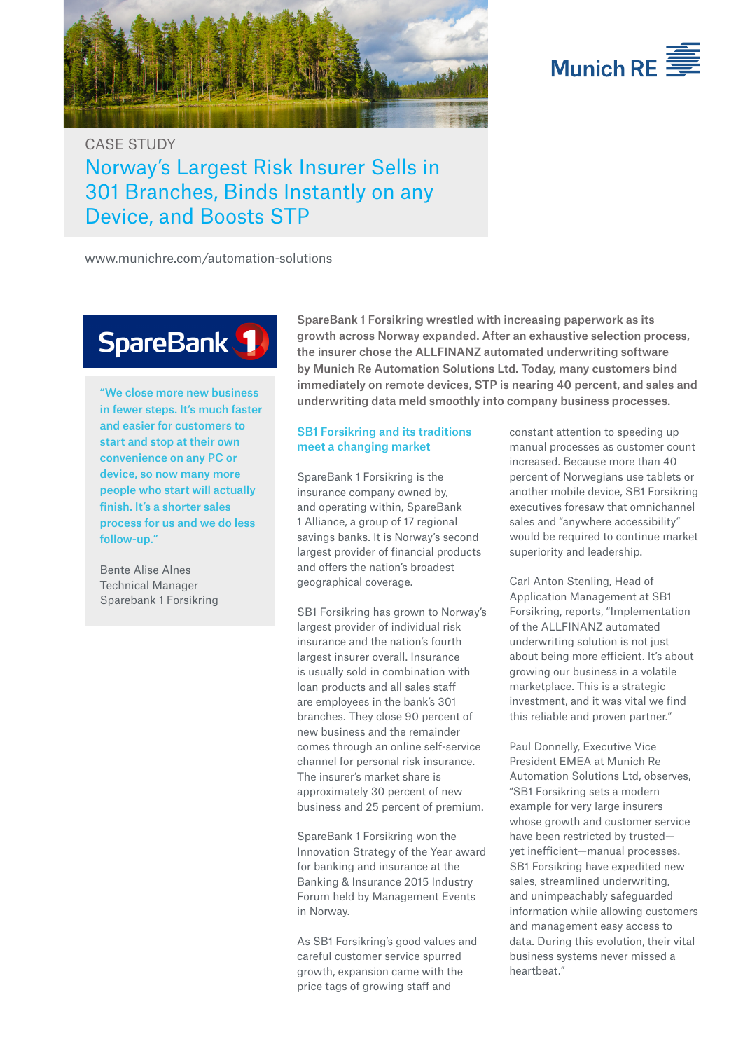CASE STUDY

# Norway's Largest Risk Insurer Sells in 301 Branches, Binds Instantly on any Device, and Boosts STP

www.munichre.com/automation-solutions

> "We close more new business in fewer steps. It's much faster and easier for customers to start and stop at their own convenience on any PC or device, so now many more people who start will actually finish. It's a shorter sales process for us and we do less follow-up."
>
> Bente Alise Alnes
> Technical Manager
> Sparebank 1 Forsikring

**SpareBank 1 Forsikring wrestled with increasing paperwork as its growth across Norway expanded. After an exhaustive selection process, the insurer chose the ALLFINANZ automated underwriting software by Munich Re Automation Solutions Ltd. Today, many customers bind immediately on remote devices, STP is nearing 40 percent, and sales and underwriting data meld smoothly into company business processes.**

## SB1 Forsikring and its traditions meet a changing market

SpareBank 1 Forsikring is the insurance company owned by, and operating within, SpareBank 1 Alliance, a group of 17 regional savings banks. It is Norway's second largest provider of financial products and offers the nation's broadest geographical coverage.

SB1 Forsikring has grown to Norway's largest provider of individual risk insurance and the nation's fourth largest insurer overall. Insurance is usually sold in combination with loan products and all sales staff are employees in the bank's 301 branches. They close 90 percent of new business and the remainder comes through an online self-service channel for personal risk insurance. The insurer's market share is approximately 30 percent of new business and 25 percent of premium.

SpareBank 1 Forsikring won the Innovation Strategy of the Year award for banking and insurance at the Banking & Insurance 2015 Industry Forum held by Management Events in Norway.

As SB1 Forsikring's good values and careful customer service spurred growth, expansion came with the price tags of growing staff and constant attention to speeding up manual processes as customer count increased. Because more than 40 percent of Norwegians use tablets or another mobile device, SB1 Forsikring executives foresaw that omnichannel sales and "anywhere accessibility" would be required to continue market superiority and leadership.

Carl Anton Stenling, Head of Application Management at SB1 Forsikring, reports, "Implementation of the ALLFINANZ automated underwriting solution is not just about being more efficient. It's about growing our business in a volatile marketplace. This is a strategic investment, and it was vital we find this reliable and proven partner."

Paul Donnelly, Executive Vice President EMEA at Munich Re Automation Solutions Ltd, observes, "SB1 Forsikring sets a modern example for very large insurers whose growth and customer service have been restricted by trusted—yet inefficient—manual processes. SB1 Forsikring have expedited new sales, streamlined underwriting, and unimpeachably safeguarded information while allowing customers and management easy access to data. During this evolution, their vital business systems never missed a heartbeat."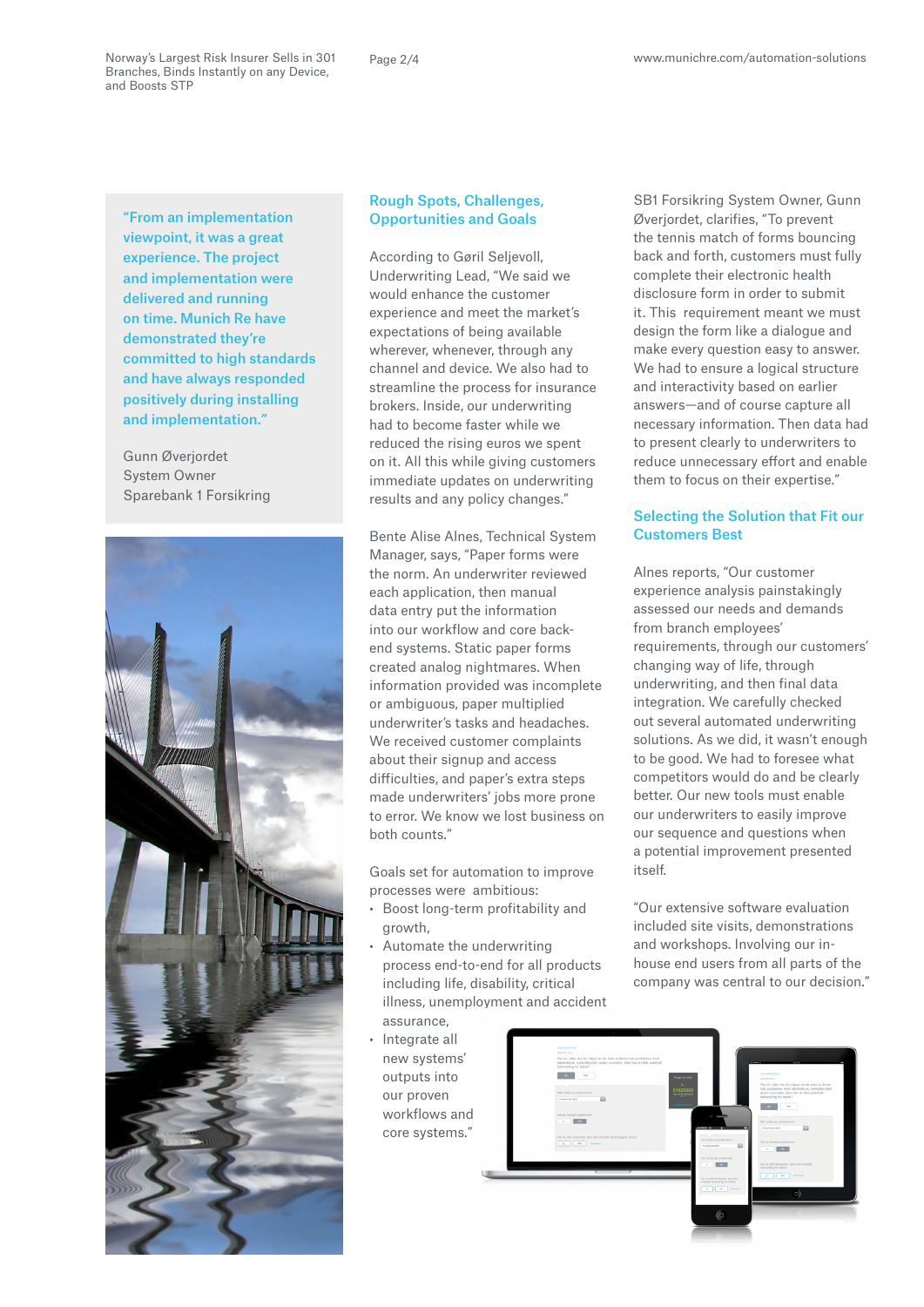> "From an implementation viewpoint, it was a great experience. The project and implementation were delivered and running on time. Munich Re have demonstrated they're committed to high standards and have always responded positively during installing and implementation."
>
> Gunn Øverjordet
> System Owner
> Sparebank 1 Forsikring

## Rough Spots, Challenges, Opportunities and Goals

According to Gøril Seljevoll, Underwriting Lead, "We said we would enhance the customer experience and meet the market's expectations of being available wherever, whenever, through any channel and device. We also had to streamline the process for insurance brokers. Inside, our underwriting had to become faster while we reduced the rising euros we spent on it. All this while giving customers immediate updates on underwriting results and any policy changes."

Bente Alise Alnes, Technical System Manager, says, "Paper forms were the norm. An underwriter reviewed each application, then manual data entry put the information into our workflow and core back-end systems. Static paper forms created analog nightmares. When information provided was incomplete or ambiguous, paper multiplied underwriter's tasks and headaches. We received customer complaints about their signup and access difficulties, and paper's extra steps made underwriters' jobs more prone to error. We know we lost business on both counts."

Goals set for automation to improve processes were ambitious:

- Boost long-term profitability and growth,
- Automate the underwriting process end-to-end for all products including life, disability, critical illness, unemployment and accident assurance,
- Integrate all new systems' outputs into our proven workflows and core systems."

SB1 Forsikring System Owner, Gunn Øverjordet, clarifies, "To prevent the tennis match of forms bouncing back and forth, customers must fully complete their electronic health disclosure form in order to submit it. This requirement meant we must design the form like a dialogue and make every question easy to answer. We had to ensure a logical structure and interactivity based on earlier answers—and of course capture all necessary information. Then data had to present clearly to underwriters to reduce unnecessary effort and enable them to focus on their expertise."

## Selecting the Solution that Fit our Customers Best

Alnes reports, "Our customer experience analysis painstakingly assessed our needs and demands from branch employees' requirements, through our customers' changing way of life, through underwriting, and then final data integration. We carefully checked out several automated underwriting solutions. As we did, it wasn't enough to be good. We had to foresee what competitors would do and be clearly better. Our new tools must enable our underwriters to easily improve our sequence and questions when a potential improvement presented itself.

"Our extensive software evaluation included site visits, demonstrations and workshops. Involving our in-house end users from all parts of the company was central to our decision."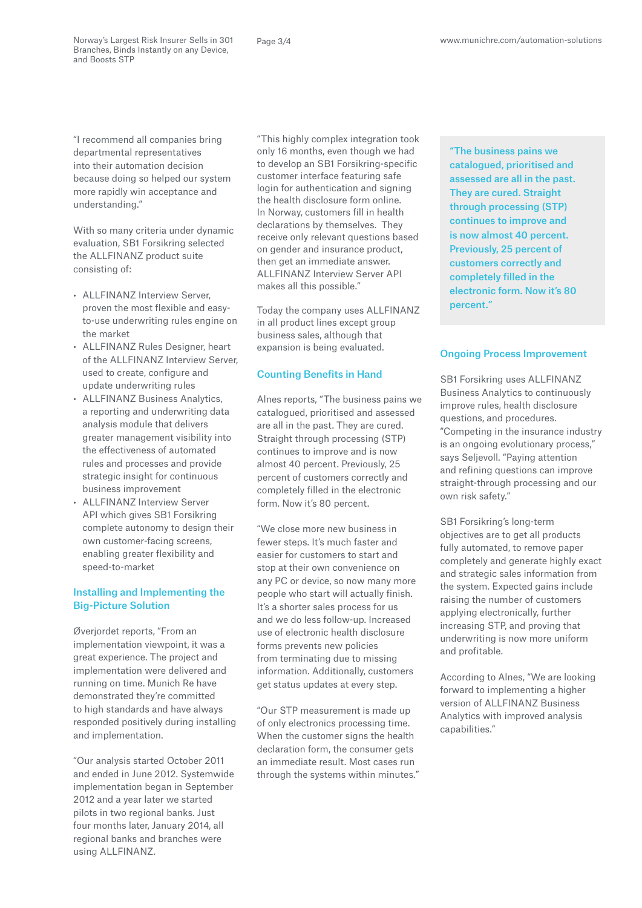"I recommend all companies bring departmental representatives into their automation decision because doing so helped our system more rapidly win acceptance and understanding."

With so many criteria under dynamic evaluation, SB1 Forsikring selected the ALLFINANZ product suite consisting of:

- ALLFINANZ Interview Server, proven the most flexible and easy-to-use underwriting rules engine on the market
- ALLFINANZ Rules Designer, heart of the ALLFINANZ Interview Server, used to create, configure and update underwriting rules
- ALLFINANZ Business Analytics, a reporting and underwriting data analysis module that delivers greater management visibility into the effectiveness of automated rules and processes and provide strategic insight for continuous business improvement
- ALLFINANZ Interview Server API which gives SB1 Forsikring complete autonomy to design their own customer-facing screens, enabling greater flexibility and speed-to-market

## Installing and Implementing the Big-Picture Solution

Øverjordet reports, "From an implementation viewpoint, it was a great experience. The project and implementation were delivered and running on time. Munich Re have demonstrated they're committed to high standards and have always responded positively during installing and implementation.

"Our analysis started October 2011 and ended in June 2012. Systemwide implementation began in September 2012 and a year later we started pilots in two regional banks. Just four months later, January 2014, all regional banks and branches were using ALLFINANZ.

"This highly complex integration took only 16 months, even though we had to develop an SB1 Forsikring-specific customer interface featuring safe login for authentication and signing the health disclosure form online. In Norway, customers fill in health declarations by themselves. They receive only relevant questions based on gender and insurance product, then get an immediate answer. ALLFINANZ Interview Server API makes all this possible."

Today the company uses ALLFINANZ in all product lines except group business sales, although that expansion is being evaluated.

## Counting Benefits in Hand

Alnes reports, "The business pains we catalogued, prioritised and assessed are all in the past. They are cured. Straight through processing (STP) continues to improve and is now almost 40 percent. Previously, 25 percent of customers correctly and completely filled in the electronic form. Now it's 80 percent.

"We close more new business in fewer steps. It's much faster and easier for customers to start and stop at their own convenience on any PC or device, so now many more people who start will actually finish. It's a shorter sales process for us and we do less follow-up. Increased use of electronic health disclosure forms prevents new policies from terminating due to missing information. Additionally, customers get status updates at every step.

"Our STP measurement is made up of only electronics processing time. When the customer signs the health declaration form, the consumer gets an immediate result. Most cases run through the systems within minutes."

> **"The business pains we catalogued, prioritised and assessed are all in the past. They are cured. Straight through processing (STP) continues to improve and is now almost 40 percent. Previously, 25 percent of customers correctly and completely filled in the electronic form. Now it's 80 percent."**

## Ongoing Process Improvement

SB1 Forsikring uses ALLFINANZ Business Analytics to continuously improve rules, health disclosure questions, and procedures. "Competing in the insurance industry is an ongoing evolutionary process," says Seljevoll. "Paying attention and refining questions can improve straight-through processing and our own risk safety."

SB1 Forsikring's long-term objectives are to get all products fully automated, to remove paper completely and generate highly exact and strategic sales information from the system. Expected gains include raising the number of customers applying electronically, further increasing STP, and proving that underwriting is now more uniform and profitable.

According to Alnes, "We are looking forward to implementing a higher version of ALLFINANZ Business Analytics with improved analysis capabilities."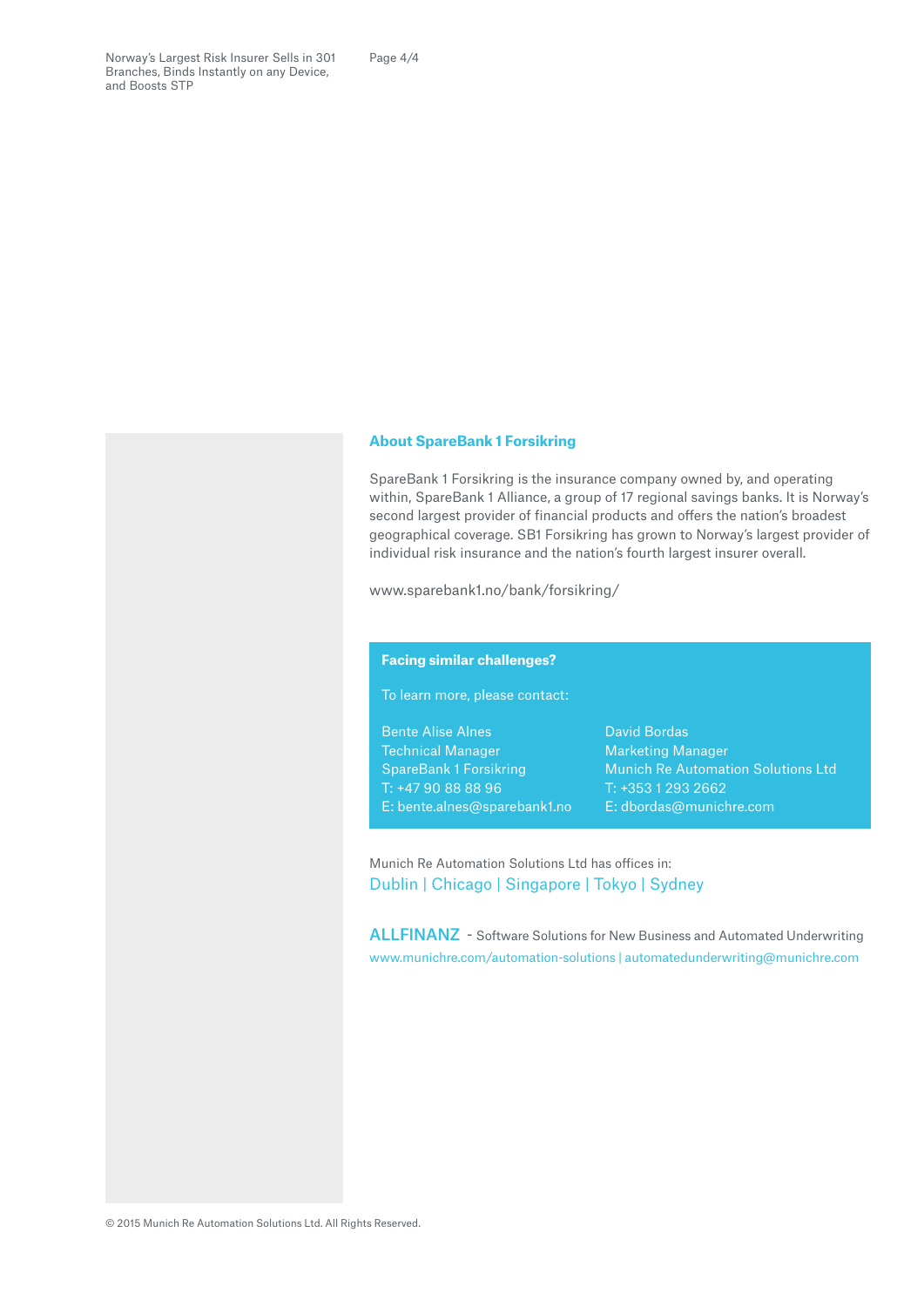## About SpareBank 1 Forsikring

SpareBank 1 Forsikring is the insurance company owned by, and operating within, SpareBank 1 Alliance, a group of 17 regional savings banks. It is Norway's second largest provider of financial products and offers the nation's broadest geographical coverage. SB1 Forsikring has grown to Norway's largest provider of individual risk insurance and the nation's fourth largest insurer overall.

www.sparebank1.no/bank/forsikring/

**Facing similar challenges?**

To learn more, please contact:

Bente Alise Alnes
Technical Manager
SpareBank 1 Forsikring
T: +47 90 88 88 96
E: bente.alnes@sparebank1.no

David Bordas
Marketing Manager
Munich Re Automation Solutions Ltd
T: +353 1 293 2662
E: dbordas@munichre.com

Munich Re Automation Solutions Ltd has offices in:
Dublin | Chicago | Singapore | Tokyo | Sydney

ALLFINANZ - Software Solutions for New Business and Automated Underwriting
www.munichre.com/automation-solutions | automatedunderwriting@munichre.com

© 2015 Munich Re Automation Solutions Ltd. All Rights Reserved.